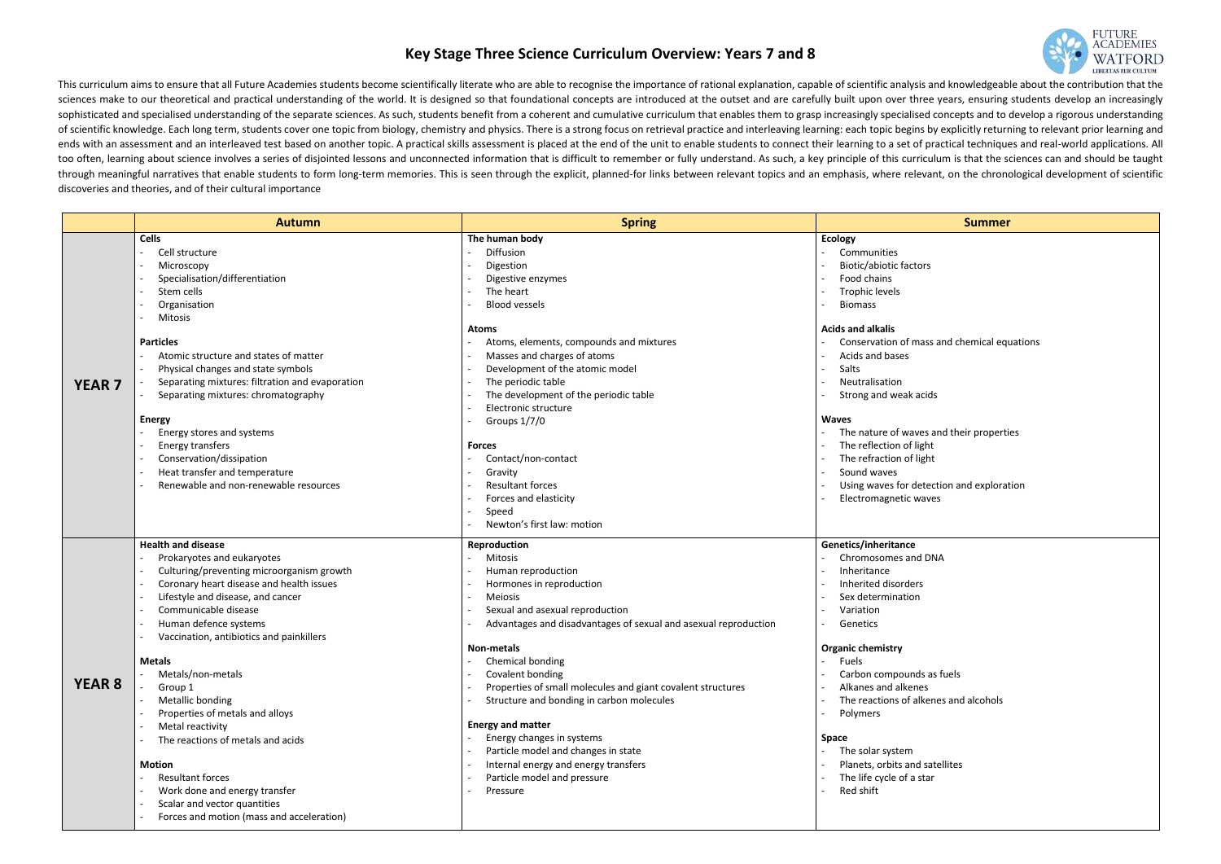# Key Stage Three Science Curriculum Overview: Years 7 and 8

This curriculum aims to ensure that all Future Academies students become scientifically literate who are able to recognise the importance of rational explanation, capable of scientific analysis and knowledgeable about the contribution that the sciences make to our theoretical and practical understanding of the world. It is designed so that foundational concepts are introduced at the outset and are carefully built upon over three years, ensuring students develop an increasingly sophisticated and specialised understanding of the separate sciences. As such, students benefit from a coherent and cumulative curriculum that enables them to grasp increasingly specialised concepts and to develop a rigorous understanding of scientific knowledge. Each long term, students cover one topic from biology, chemistry and physics. There is a strong focus on retrieval practice and interleaving learning: each topic begins by explicitly returning to relevant prior learning and ends with an assessment and an interleaved test based on another topic. A practical skills assessment is placed at the end of the unit to enable students to connect their learning to a set of practical techniques and real-world applications. All too often, learning about science involves a series of disjointed lessons and unconnected information that is difficult to remember or fully understand. As such, a key principle of this curriculum is that the sciences can and should be taught through meaningful narratives that enable students to form long-term memories. This is seen through the explicit, planned-for links between relevant topics and an emphasis, where relevant, on the chronological development of scientific discoveries and theories, and of their cultural importance

| | Autumn | Spring | Summer |
|---|---|---|---|
| **YEAR 7** | **Cells**<br>- Cell structure<br>- Microscopy<br>- Specialisation/differentiation<br>- Stem cells<br>- Organisation<br>- Mitosis<br><br>**Particles**<br>- Atomic structure and states of matter<br>- Physical changes and state symbols<br>- Separating mixtures: filtration and evaporation<br>- Separating mixtures: chromatography<br><br>**Energy**<br>- Energy stores and systems<br>- Energy transfers<br>- Conservation/dissipation<br>- Heat transfer and temperature<br>- Renewable and non-renewable resources | **The human body**<br>- Diffusion<br>- Digestion<br>- Digestive enzymes<br>- The heart<br>- Blood vessels<br><br>**Atoms**<br>- Atoms, elements, compounds and mixtures<br>- Masses and charges of atoms<br>- Development of the atomic model<br>- The periodic table<br>- The development of the periodic table<br>- Electronic structure<br>- Groups 1/7/0<br><br>**Forces**<br>- Contact/non-contact<br>- Gravity<br>- Resultant forces<br>- Forces and elasticity<br>- Speed<br>- Newton's first law: motion | **Ecology**<br>- Communities<br>- Biotic/abiotic factors<br>- Food chains<br>- Trophic levels<br>- Biomass<br><br>**Acids and alkalis**<br>- Conservation of mass and chemical equations<br>- Acids and bases<br>- Salts<br>- Neutralisation<br>- Strong and weak acids<br><br>**Waves**<br>- The nature of waves and their properties<br>- The reflection of light<br>- The refraction of light<br>- Sound waves<br>- Using waves for detection and exploration<br>- Electromagnetic waves |
| **YEAR 8** | **Health and disease**<br>- Prokaryotes and eukaryotes<br>- Culturing/preventing microorganism growth<br>- Coronary heart disease and health issues<br>- Lifestyle and disease, and cancer<br>- Communicable disease<br>- Human defence systems<br>- Vaccination, antibiotics and painkillers<br><br>**Metals**<br>- Metals/non-metals<br>- Group 1<br>- Metallic bonding<br>- Properties of metals and alloys<br>- Metal reactivity<br>- The reactions of metals and acids<br><br>**Motion**<br>- Resultant forces<br>- Work done and energy transfer<br>- Scalar and vector quantities<br>- Forces and motion (mass and acceleration) | **Reproduction**<br>- Mitosis<br>- Human reproduction<br>- Hormones in reproduction<br>- Meiosis<br>- Sexual and asexual reproduction<br>- Advantages and disadvantages of sexual and asexual reproduction<br><br>**Non-metals**<br>- Chemical bonding<br>- Covalent bonding<br>- Properties of small molecules and giant covalent structures<br>- Structure and bonding in carbon molecules<br><br>**Energy and matter**<br>- Energy changes in systems<br>- Particle model and changes in state<br>- Internal energy and energy transfers<br>- Particle model and pressure<br>- Pressure | **Genetics/inheritance**<br>- Chromosomes and DNA<br>- Inheritance<br>- Inherited disorders<br>- Sex determination<br>- Variation<br>- Genetics<br><br>**Organic chemistry**<br>- Fuels<br>- Carbon compounds as fuels<br>- Alkanes and alkenes<br>- The reactions of alkenes and alcohols<br>- Polymers<br><br>**Space**<br>- The solar system<br>- Planets, orbits and satellites<br>- The life cycle of a star<br>- Red shift |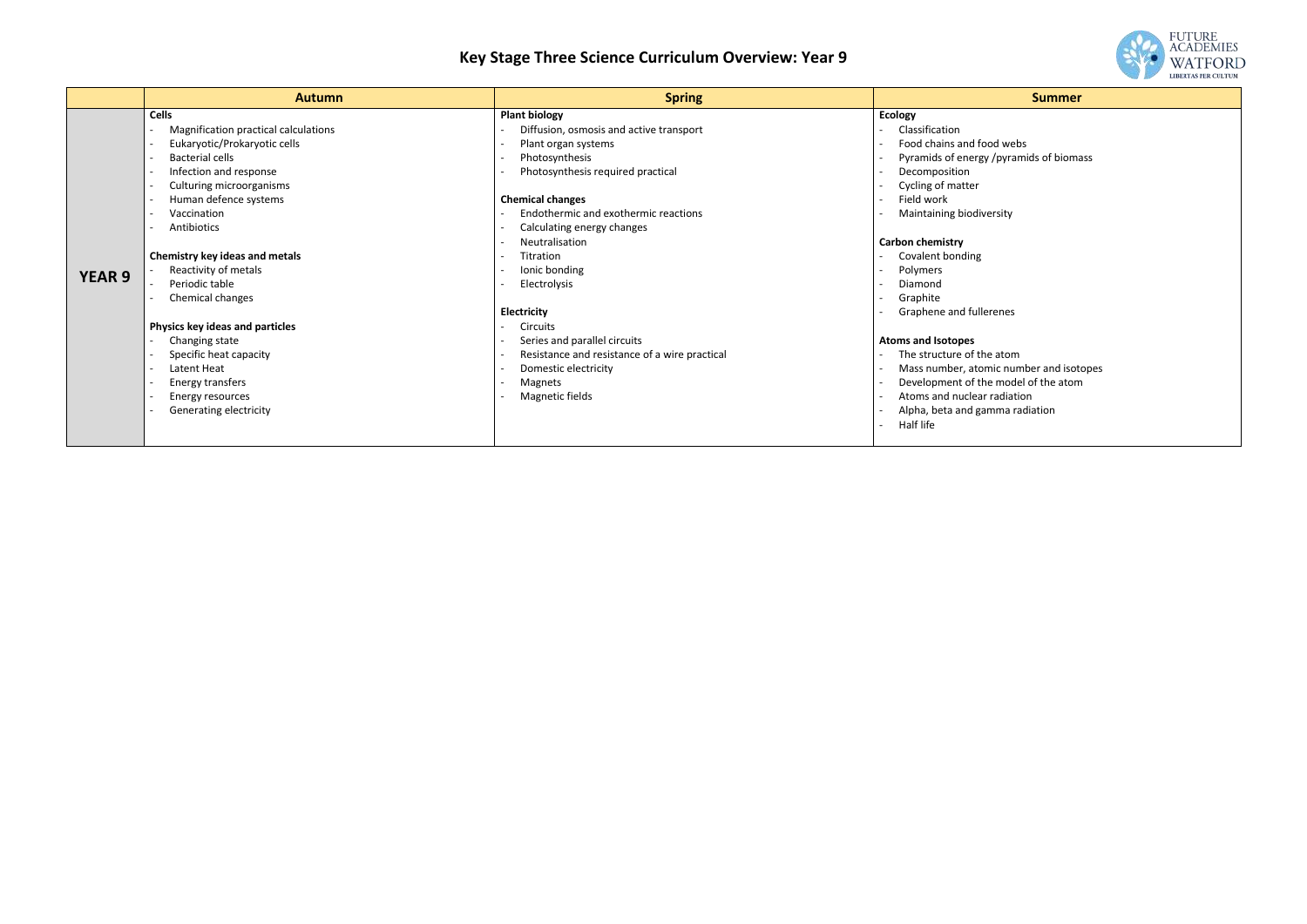# Key Stage Three Science Curriculum Overview: Year 9

| | Autumn | Spring | Summer |
|---|---|---|---|
| **YEAR 9** | **Cells**<br>- Magnification practical calculations<br>- Eukaryotic/Prokaryotic cells<br>- Bacterial cells<br>- Infection and response<br>- Culturing microorganisms<br>- Human defence systems<br>- Vaccination<br>- Antibiotics<br><br>**Chemistry key ideas and metals**<br>- Reactivity of metals<br>- Periodic table<br>- Chemical changes<br><br>**Physics key ideas and particles**<br>- Changing state<br>- Specific heat capacity<br>- Latent Heat<br>- Energy transfers<br>- Energy resources<br>- Generating electricity | **Plant biology**<br>- Diffusion, osmosis and active transport<br>- Plant organ systems<br>- Photosynthesis<br>- Photosynthesis required practical<br><br>**Chemical changes**<br>- Endothermic and exothermic reactions<br>- Calculating energy changes<br>- Neutralisation<br>- Titration<br>- Ionic bonding<br>- Electrolysis<br><br>**Electricity**<br>- Circuits<br>- Series and parallel circuits<br>- Resistance and resistance of a wire practical<br>- Domestic electricity<br>- Magnets<br>- Magnetic fields | **Ecology**<br>- Classification<br>- Food chains and food webs<br>- Pyramids of energy /pyramids of biomass<br>- Decomposition<br>- Cycling of matter<br>- Field work<br>- Maintaining biodiversity<br><br>**Carbon chemistry**<br>- Covalent bonding<br>- Polymers<br>- Diamond<br>- Graphite<br>- Graphene and fullerenes<br><br>**Atoms and Isotopes**<br>- The structure of the atom<br>- Mass number, atomic number and isotopes<br>- Development of the model of the atom<br>- Atoms and nuclear radiation<br>- Alpha, beta and gamma radiation<br>- Half life |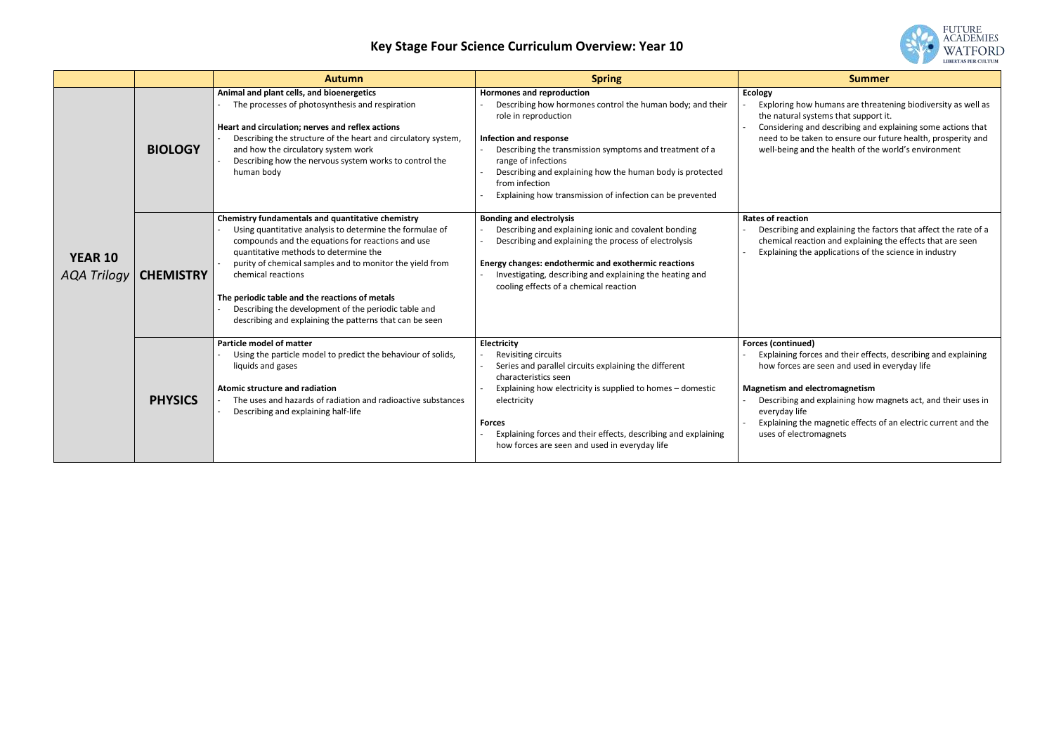# Key Stage Four Science Curriculum Overview: Year 10

| | | Autumn | Spring | Summer |
|---|---|---|---|---|
| **YEAR 10** *AQA Trilogy* | **BIOLOGY** | **Animal and plant cells, and bioenergetics**<br>- The processes of photosynthesis and respiration<br><br>**Heart and circulation; nerves and reflex actions**<br>- Describing the structure of the heart and circulatory system, and how the circulatory system work<br>- Describing how the nervous system works to control the human body | **Hormones and reproduction**<br>- Describing how hormones control the human body; and their role in reproduction<br><br>**Infection and response**<br>- Describing the transmission symptoms and treatment of a range of infections<br>- Describing and explaining how the human body is protected from infection<br>- Explaining how transmission of infection can be prevented | **Ecology**<br>- Exploring how humans are threatening biodiversity as well as the natural systems that support it.<br>- Considering and describing and explaining some actions that need to be taken to ensure our future health, prosperity and well-being and the health of the world's environment |
| | **CHEMISTRY** | **Chemistry fundamentals and quantitative chemistry**<br>- Using quantitative analysis to determine the formulae of compounds and the equations for reactions and use quantitative methods to determine the<br>- purity of chemical samples and to monitor the yield from chemical reactions<br><br>**The periodic table and the reactions of metals**<br>- Describing the development of the periodic table and describing and explaining the patterns that can be seen | **Bonding and electrolysis**<br>- Describing and explaining ionic and covalent bonding<br>- Describing and explaining the process of electrolysis<br><br>**Energy changes: endothermic and exothermic reactions**<br>- Investigating, describing and explaining the heating and cooling effects of a chemical reaction | **Rates of reaction**<br>- Describing and explaining the factors that affect the rate of a chemical reaction and explaining the effects that are seen<br>- Explaining the applications of the science in industry |
| | **PHYSICS** | **Particle model of matter**<br>- Using the particle model to predict the behaviour of solids, liquids and gases<br><br>**Atomic structure and radiation**<br>- The uses and hazards of radiation and radioactive substances<br>- Describing and explaining half-life | **Electricity**<br>- Revisiting circuits<br>- Series and parallel circuits explaining the different characteristics seen<br>- Explaining how electricity is supplied to homes – domestic electricity<br><br>**Forces**<br>- Explaining forces and their effects, describing and explaining how forces are seen and used in everyday life | **Forces (continued)**<br>- Explaining forces and their effects, describing and explaining how forces are seen and used in everyday life<br><br>**Magnetism and electromagnetism**<br>- Describing and explaining how magnets act, and their uses in everyday life<br>- Explaining the magnetic effects of an electric current and the uses of electromagnets |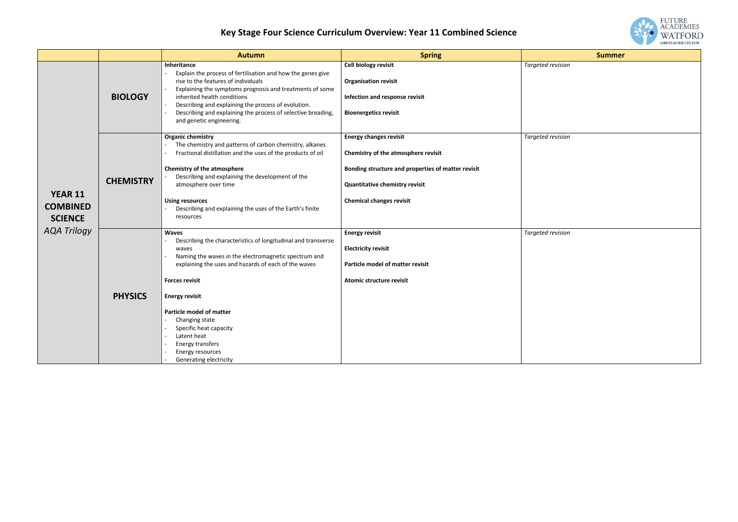# Key Stage Four Science Curriculum Overview: Year 11 Combined Science

| | | Autumn | Spring | Summer |
|---|---|---|---|---|
| **YEAR 11 COMBINED SCIENCE** *AQA Trilogy* | **BIOLOGY** | **Inheritance**<br>- Explain the process of fertilisation and how the genes give rise to the features of individuals<br>- Explaining the symptoms prognosis and treatments of some inherited health conditions<br>- Describing and explaining the process of evolution.<br>- Describing and explaining the process of selective breading, and genetic engineering. | **Cell biology revisit**<br><br>**Organisation revisit**<br><br>**Infection and response revisit**<br><br>**Bioenergetics revisit** | *Targeted revision* |
| | **CHEMISTRY** | **Organic chemistry**<br>- The chemistry and patterns of carbon chemistry, alkanes<br>- Fractional distillation and the uses of the products of oil<br><br>**Chemistry of the atmosphere**<br>- Describing and explaining the development of the atmosphere over time<br><br>**Using resources**<br>- Describing and explaining the uses of the Earth's finite resources | **Energy changes revisit**<br><br>**Chemistry of the atmosphere revisit**<br><br>**Bonding structure and properties of matter revisit**<br><br>**Quantitative chemistry revisit**<br><br>**Chemical changes revisit** | *Targeted revision* |
| | **PHYSICS** | **Waves**<br>- Describing the characteristics of longitudinal and transverse waves<br>- Naming the waves in the electromagnetic spectrum and explaining the uses and hazards of each of the waves<br><br>**Forces revisit**<br><br>**Energy revisit**<br><br>**Particle model of matter**<br>- Changing state<br>- Specific heat capacity<br>- Latent heat<br>- Energy transfers<br>- Energy resources<br>- Generating electricity | **Energy revisit**<br><br>**Electricity revisit**<br><br>**Particle model of matter revisit**<br><br>**Atomic structure revisit** | *Targeted revision* |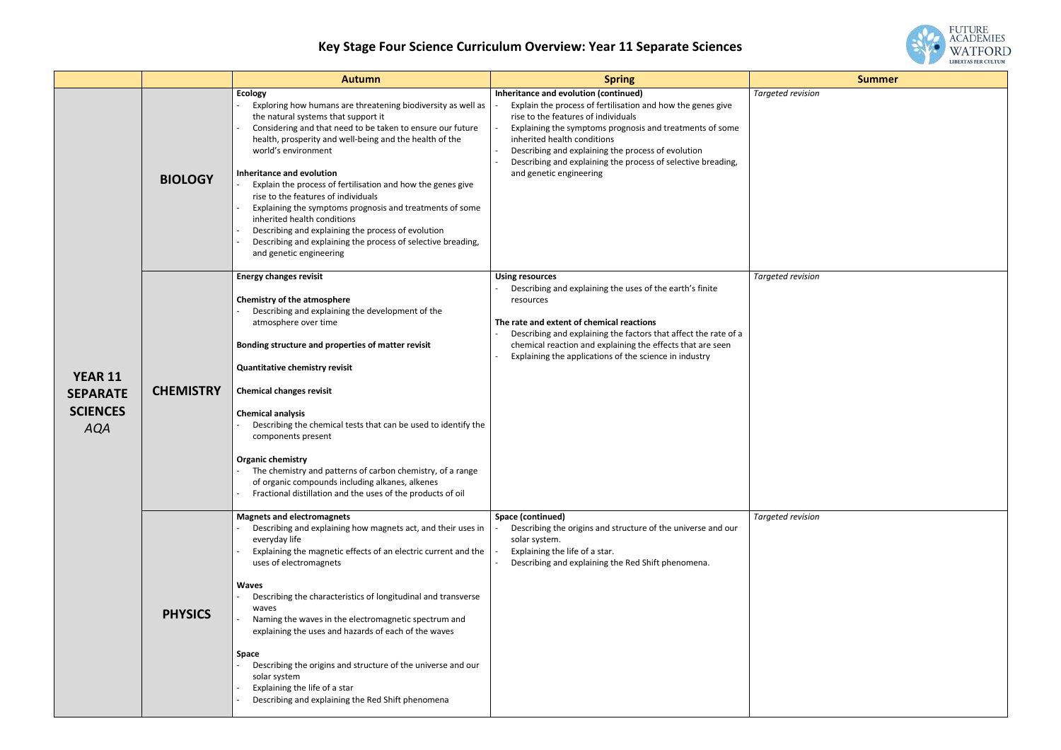# Key Stage Four Science Curriculum Overview: Year 11 Separate Sciences

| | | Autumn | Spring | Summer |
|---|---|---|---|---|
| **YEAR 11 SEPARATE SCIENCES** *AQA* | **BIOLOGY** | **Ecology**<br>- Exploring how humans are threatening biodiversity as well as the natural systems that support it<br>- Considering and that need to be taken to ensure our future health, prosperity and well-being and the health of the world's environment<br><br>**Inheritance and evolution**<br>- Explain the process of fertilisation and how the genes give rise to the features of individuals<br>- Explaining the symptoms prognosis and treatments of some inherited health conditions<br>- Describing and explaining the process of evolution<br>- Describing and explaining the process of selective breading, and genetic engineering | **Inheritance and evolution (continued)**<br>- Explain the process of fertilisation and how the genes give rise to the features of individuals<br>- Explaining the symptoms prognosis and treatments of some inherited health conditions<br>- Describing and explaining the process of evolution<br>- Describing and explaining the process of selective breading, and genetic engineering | *Targeted revision* |
| | **CHEMISTRY** | **Energy changes revisit**<br><br>**Chemistry of the atmosphere**<br>- Describing and explaining the development of the atmosphere over time<br><br>**Bonding structure and properties of matter revisit**<br><br>**Quantitative chemistry revisit**<br><br>**Chemical changes revisit**<br><br>**Chemical analysis**<br>- Describing the chemical tests that can be used to identify the components present<br><br>**Organic chemistry**<br>- The chemistry and patterns of carbon chemistry, of a range of organic compounds including alkanes, alkenes<br>- Fractional distillation and the uses of the products of oil | **Using resources**<br>- Describing and explaining the uses of the earth's finite resources<br><br>**The rate and extent of chemical reactions**<br>- Describing and explaining the factors that affect the rate of a chemical reaction and explaining the effects that are seen<br>- Explaining the applications of the science in industry | *Targeted revision* |
| | **PHYSICS** | **Magnets and electromagnets**<br>- Describing and explaining how magnets act, and their uses in everyday life<br>- Explaining the magnetic effects of an electric current and the uses of electromagnets<br><br>**Waves**<br>- Describing the characteristics of longitudinal and transverse waves<br>- Naming the waves in the electromagnetic spectrum and explaining the uses and hazards of each of the waves<br><br>**Space**<br>- Describing the origins and structure of the universe and our solar system<br>- Explaining the life of a star<br>- Describing and explaining the Red Shift phenomena | **Space (continued)**<br>- Describing the origins and structure of the universe and our solar system.<br>- Explaining the life of a star.<br>- Describing and explaining the Red Shift phenomena. | *Targeted revision* |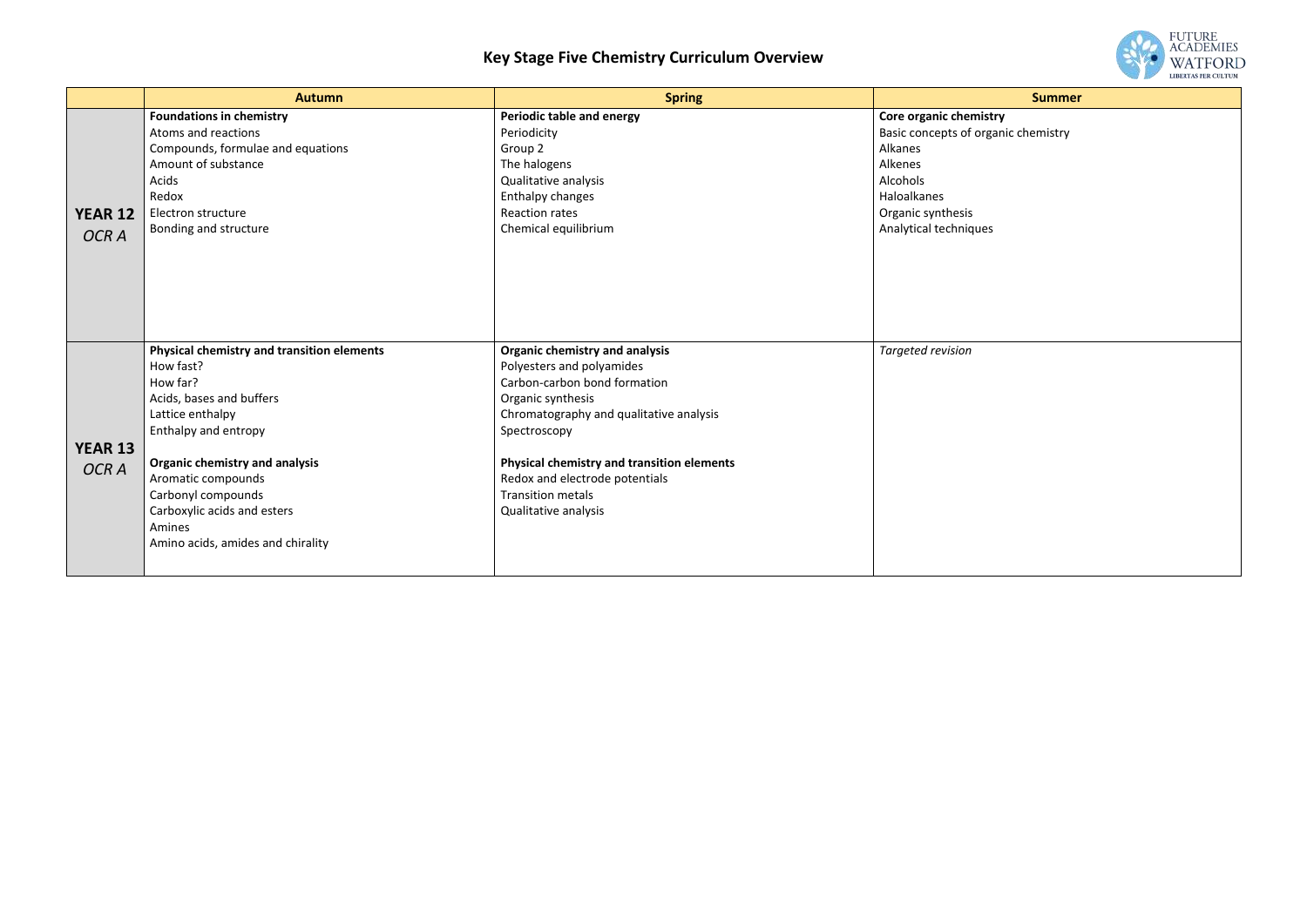# Key Stage Five Chemistry Curriculum Overview

| | Autumn | Spring | Summer |
|---|---|---|---|
| **YEAR 12** *OCR A* | **Foundations in chemistry**<br>Atoms and reactions<br>Compounds, formulae and equations<br>Amount of substance<br>Acids<br>Redox<br>Electron structure<br>Bonding and structure | **Periodic table and energy**<br>Periodicity<br>Group 2<br>The halogens<br>Qualitative analysis<br>Enthalpy changes<br>Reaction rates<br>Chemical equilibrium | **Core organic chemistry**<br>Basic concepts of organic chemistry<br>Alkanes<br>Alkenes<br>Alcohols<br>Haloalkanes<br>Organic synthesis<br>Analytical techniques |
| **YEAR 13** *OCR A* | **Physical chemistry and transition elements**<br>How fast?<br>How far?<br>Acids, bases and buffers<br>Lattice enthalpy<br>Enthalpy and entropy<br><br>**Organic chemistry and analysis**<br>Aromatic compounds<br>Carbonyl compounds<br>Carboxylic acids and esters<br>Amines<br>Amino acids, amides and chirality | **Organic chemistry and analysis**<br>Polyesters and polyamides<br>Carbon-carbon bond formation<br>Organic synthesis<br>Chromatography and qualitative analysis<br>Spectroscopy<br><br>**Physical chemistry and transition elements**<br>Redox and electrode potentials<br>Transition metals<br>Qualitative analysis | *Targeted revision* |